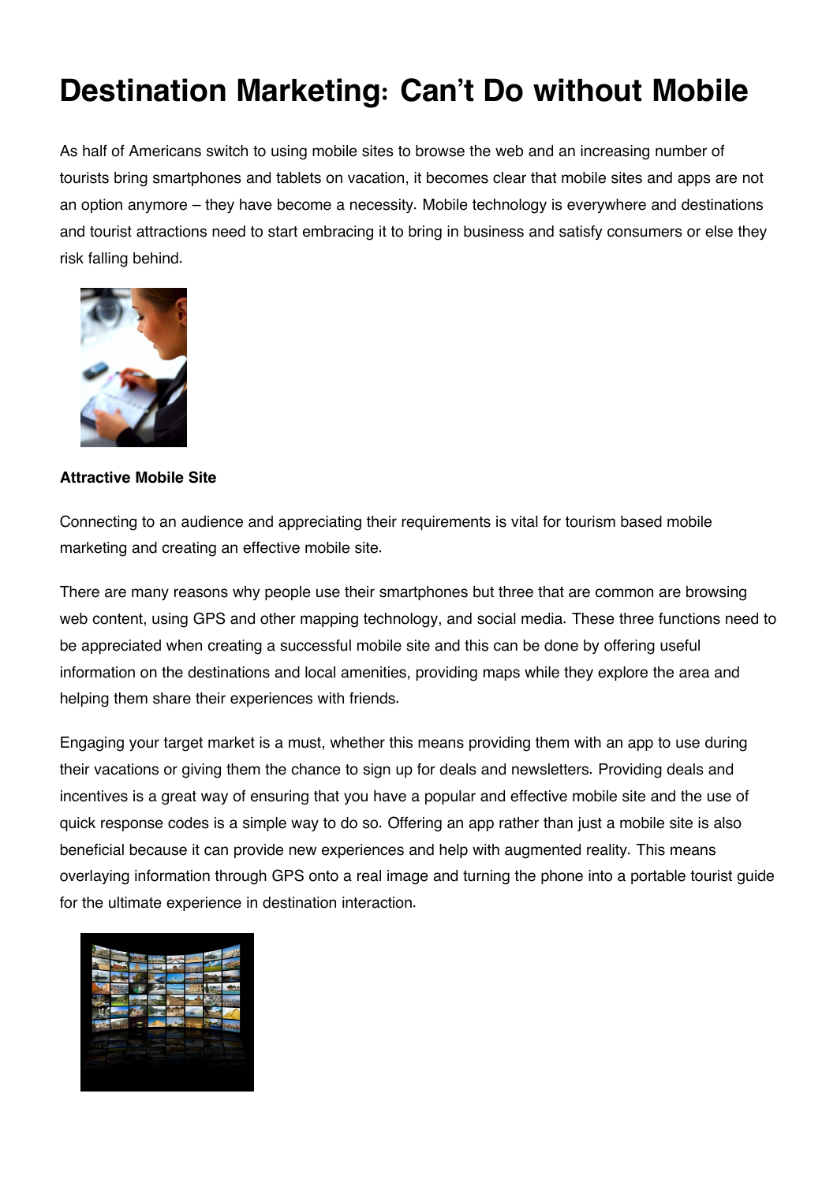# Destination Marketing: Can't Do without Mobile

As half of Americans switch to using mobile sites to browse the web and an increasing number of tourists bring smartphones and tablets on vacation, it becomes clear that mobile sites and apps are not an option anymore – they have become a necessity. Mobile technology is everywhere and destinations and tourist attractions need to start embracing it to bring in business and satisfy consumers or else they risk falling behind.

**Attractive Mobile Site**

Connecting to an audience and appreciating their requirements is vital for tourism based mobile marketing and creating an effective mobile site.

There are many reasons why people use their smartphones but three that are common are browsing web content, using GPS and other mapping technology, and social media. These three functions need to be appreciated when creating a successful mobile site and this can be done by offering useful information on the destinations and local amenities, providing maps while they explore the area and helping them share their experiences with friends.

Engaging your target market is a must, whether this means providing them with an app to use during their vacations or giving them the chance to sign up for deals and newsletters. Providing deals and incentives is a great way of ensuring that you have a popular and effective mobile site and the use of quick response codes is a simple way to do so. Offering an app rather than just a mobile site is also beneficial because it can provide new experiences and help with augmented reality. This means overlaying information through GPS onto a real image and turning the phone into a portable tourist guide for the ultimate experience in destination interaction.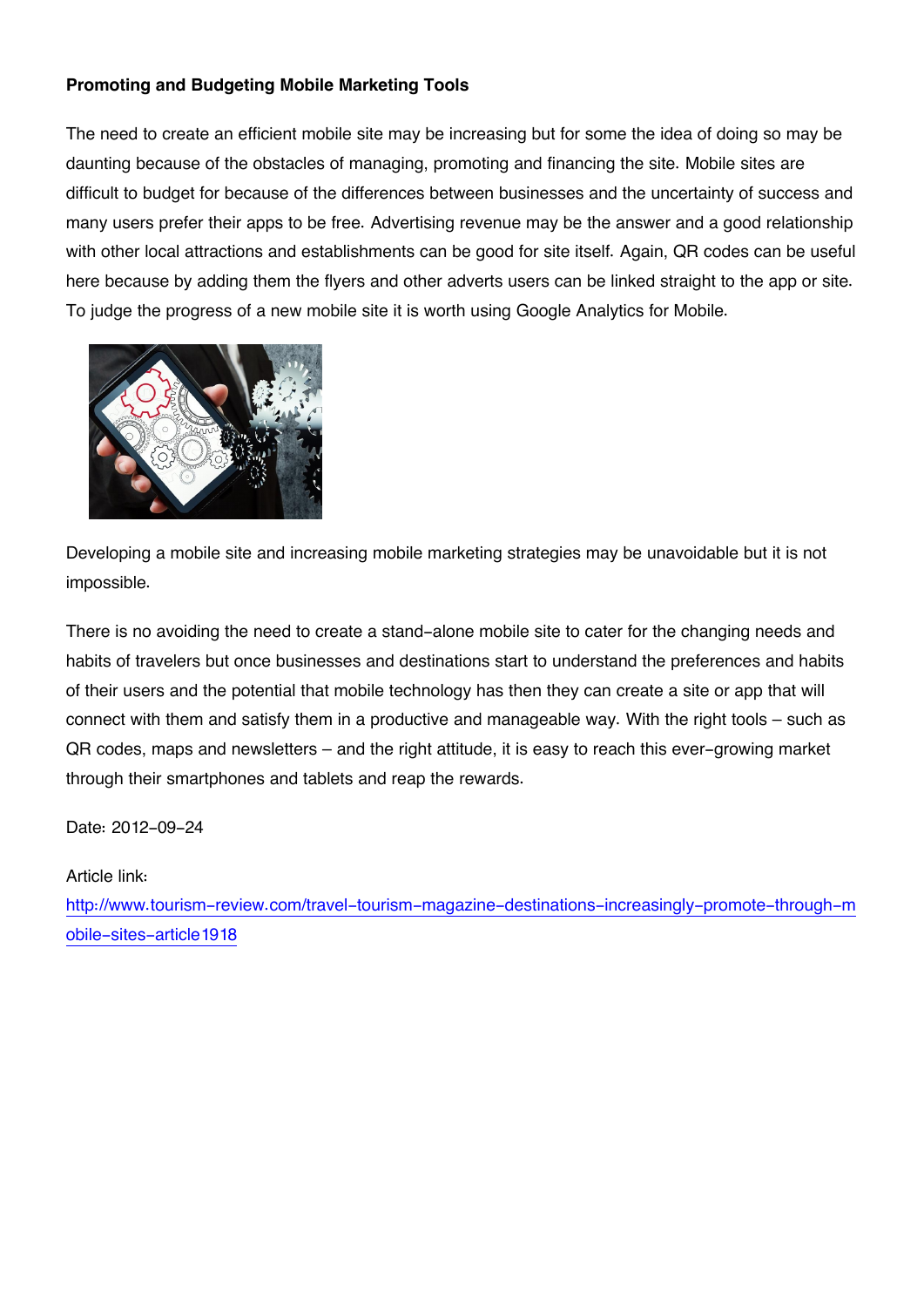**Promoting and Budgeting Mobile Marketing Tools**

The need to create an efficient mobile site may be increasing but for some the idea of doing so may be daunting because of the obstacles of managing, promoting and financing the site. Mobile sites are difficult to budget for because of the differences between businesses and the uncertainty of success and many users prefer their apps to be free. Advertising revenue may be the answer and a good relationship with other local attractions and establishments can be good for site itself. Again, QR codes can be useful here because by adding them the flyers and other adverts users can be linked straight to the app or site. To judge the progress of a new mobile site it is worth using Google Analytics for Mobile.

Developing a mobile site and increasing mobile marketing strategies may be unavoidable but it is not impossible.

There is no avoiding the need to create a stand-alone mobile site to cater for the changing needs and habits of travelers but once businesses and destinations start to understand the preferences and habits of their users and the potential that mobile technology has then they can create a site or app that will connect with them and satisfy them in a productive and manageable way. With the right tools – such as QR codes, maps and newsletters – and the right attitude, it is easy to reach this ever-growing market through their smartphones and tablets and reap the rewards.

Date: 2012-09-24

Article link:
http://www.tourism-review.com/travel-tourism-magazine-destinations-increasingly-promote-through-mobile-sites-article1918